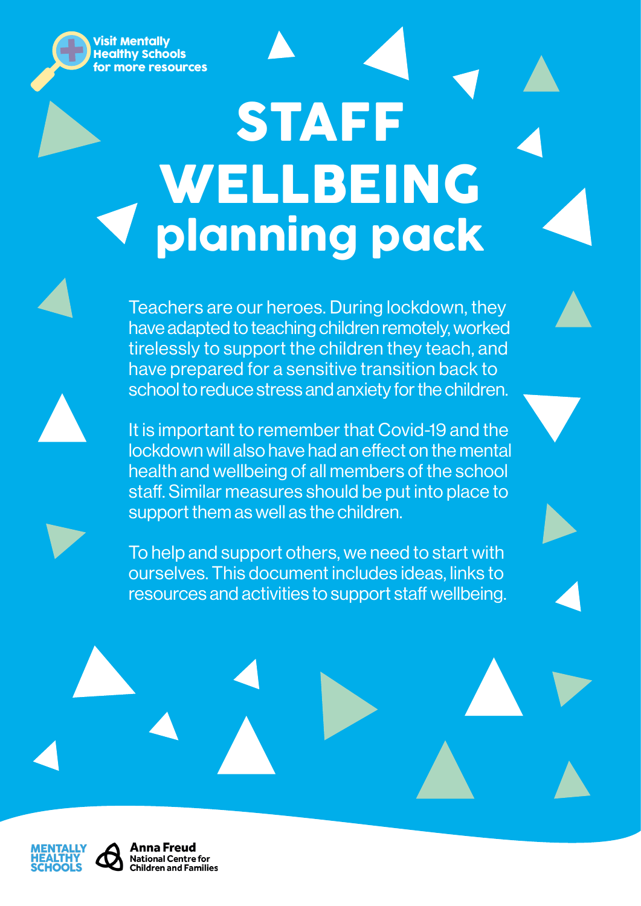Visit Mentally Healthy Schools for more resources

# STAFF WELLBEING planning pack

Teachers are our heroes. During lockdown, they have adapted to teaching children remotely, worked tirelessly to support the children they teach, and have prepared for a sensitive transition back to school to reduce stress and anxiety for the children.

It is important to remember that Covid-19 and the lockdown will also have had an effect on the mental health and wellbeing of all members of the school staff. Similar measures should be put into place to support them as well as the children.

To help and support others, we need to start with ourselves. This document includes ideas, links to resources and activities to support staff wellbeing.

MENTALLY HEALTHY SCHOOLS

Anna Freud National Centre for Children and Families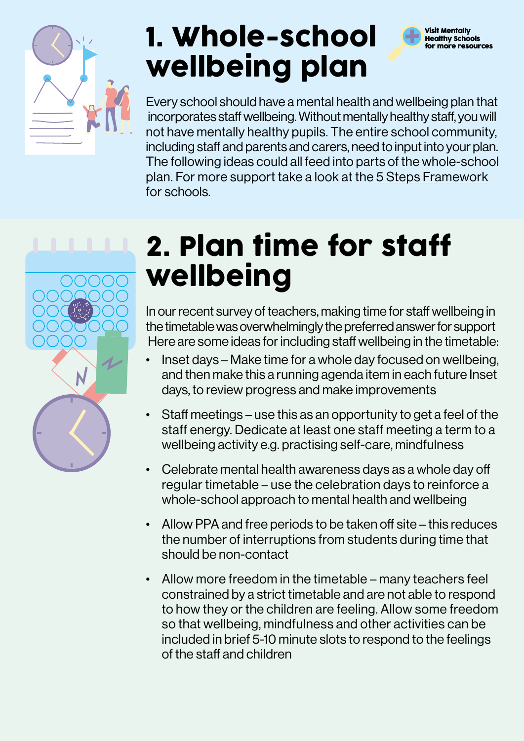# 1. Whole-school wellbeing plan

Visit Mentally Healthy Schools for more resources

Every school should have a mental health and wellbeing plan that incorporates staff wellbeing. Without mentally healthy staff, you will not have mentally healthy pupils. The entire school community, including staff and parents and carers, need to input into your plan. The following ideas could all feed into parts of the whole-school plan. For more support take a look at the 5 Steps Framework for schools.

# 2. Plan time for staff wellbeing

In our recent survey of teachers, making time for staff wellbeing in the timetable was overwhelmingly the preferred answer for support Here are some ideas for including staff wellbeing in the timetable:

- Inset days – Make time for a whole day focused on wellbeing, and then make this a running agenda item in each future Inset days, to review progress and make improvements
- Staff meetings – use this as an opportunity to get a feel of the staff energy. Dedicate at least one staff meeting a term to a wellbeing activity e.g. practising self-care, mindfulness
- Celebrate mental health awareness days as a whole day off regular timetable – use the celebration days to reinforce a whole-school approach to mental health and wellbeing
- Allow PPA and free periods to be taken off site – this reduces the number of interruptions from students during time that should be non-contact
- Allow more freedom in the timetable – many teachers feel constrained by a strict timetable and are not able to respond to how they or the children are feeling. Allow some freedom so that wellbeing, mindfulness and other activities can be included in brief 5-10 minute slots to respond to the feelings of the staff and children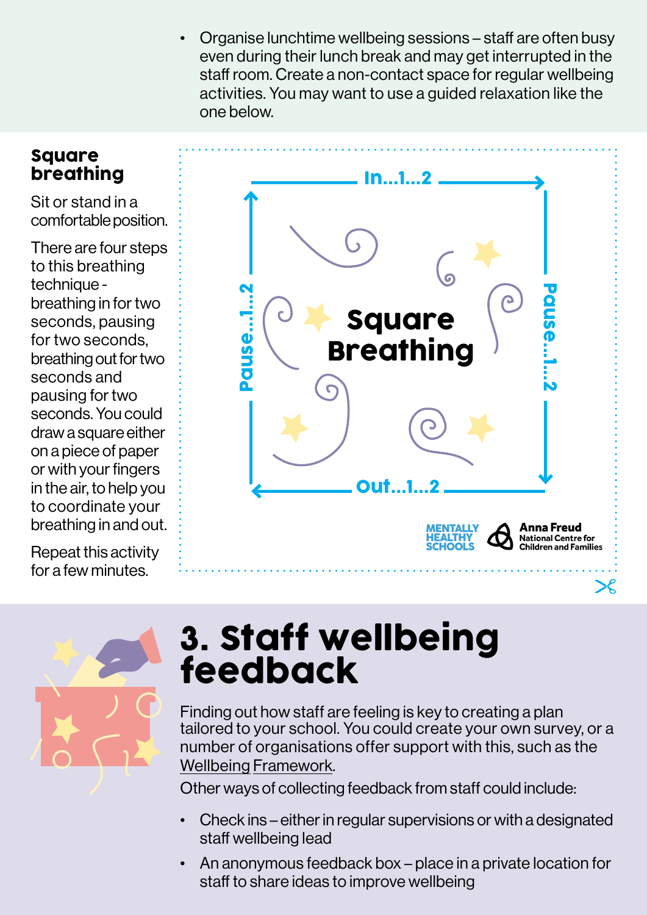- Organise lunchtime wellbeing sessions – staff are often busy even during their lunch break and may get interrupted in the staff room. Create a non-contact space for regular wellbeing activities. You may want to use a guided relaxation like the one below.

### Square breathing

Sit or stand in a comfortable position.

There are four steps to this breathing technique - breathing in for two seconds, pausing for two seconds, breathing out for two seconds and pausing for two seconds. You could draw a square either on a piece of paper or with your fingers in the air, to help you to coordinate your breathing in and out.

Repeat this activity for a few minutes.

**Square Breathing**

In...1...2

Pause...1...2

Out...1...2

Pause...1...2

MENTALLY HEALTHY SCHOOLS

Anna Freud National Centre for Children and Families

## 3. Staff wellbeing feedback

Finding out how staff are feeling is key to creating a plan tailored to your school. You could create your own survey, or a number of organisations offer support with this, such as the Wellbeing Framework.

Other ways of collecting feedback from staff could include:

- Check ins – either in regular supervisions or with a designated staff wellbeing lead
- An anonymous feedback box – place in a private location for staff to share ideas to improve wellbeing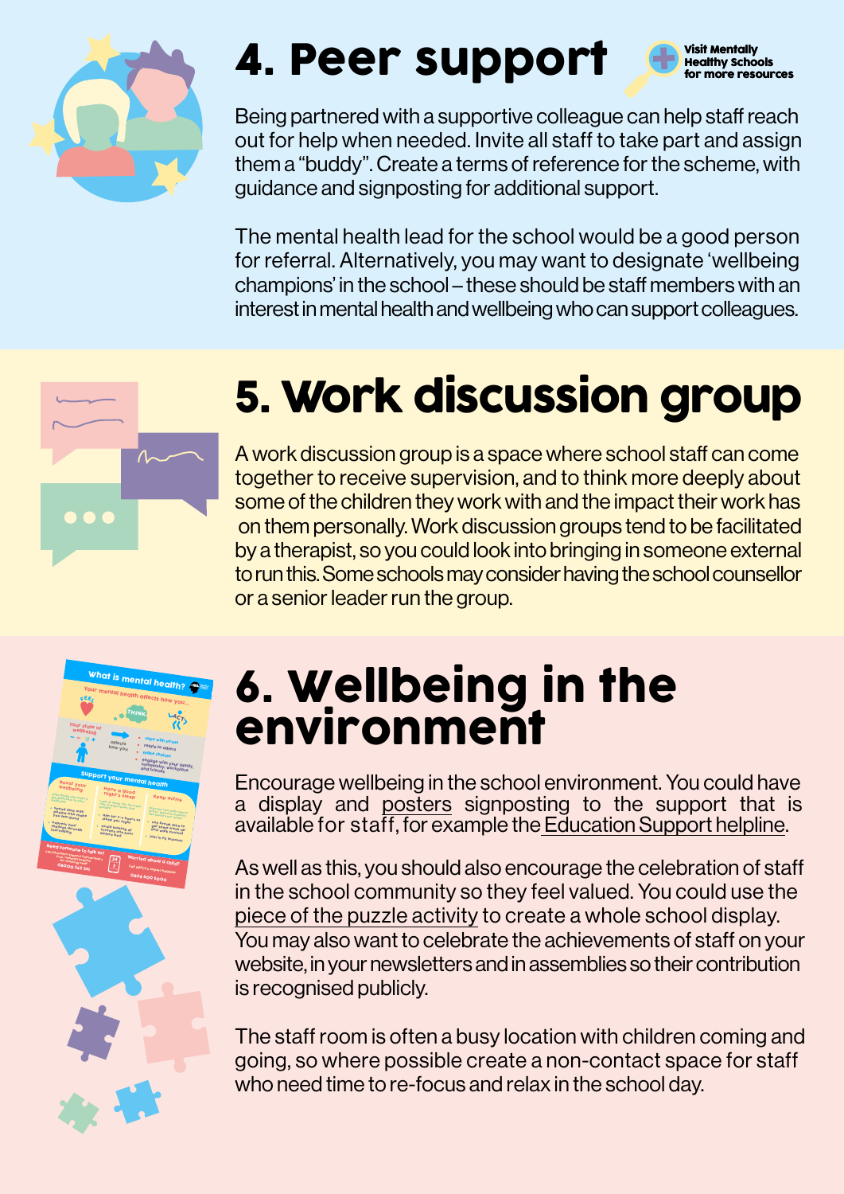# 4. Peer support

Visit Mentally Healthy Schools for more resources

Being partnered with a supportive colleague can help staff reach out for help when needed. Invite all staff to take part and assign them a "buddy". Create a terms of reference for the scheme, with guidance and signposting for additional support.

The mental health lead for the school would be a good person for referral. Alternatively, you may want to designate 'wellbeing champions' in the school – these should be staff members with an interest in mental health and wellbeing who can support colleagues.

# 5. Work discussion group

A work discussion group is a space where school staff can come together to receive supervision, and to think more deeply about some of the children they work with and the impact their work has on them personally. Work discussion groups tend to be facilitated by a therapist, so you could look into bringing in someone external to run this. Some schools may consider having the school counsellor or a senior leader run the group.

# 6. Wellbeing in the environment

Encourage wellbeing in the school environment. You could have a display and posters signposting to the support that is available for staff, for example the Education Support helpline.

As well as this, you should also encourage the celebration of staff in the school community so they feel valued. You could use the piece of the puzzle activity to create a whole school display. You may also want to celebrate the achievements of staff on your website, in your newsletters and in assemblies so their contribution is recognised publicly.

The staff room is often a busy location with children coming and going, so where possible create a non-contact space for staff who need time to re-focus and relax in the school day.